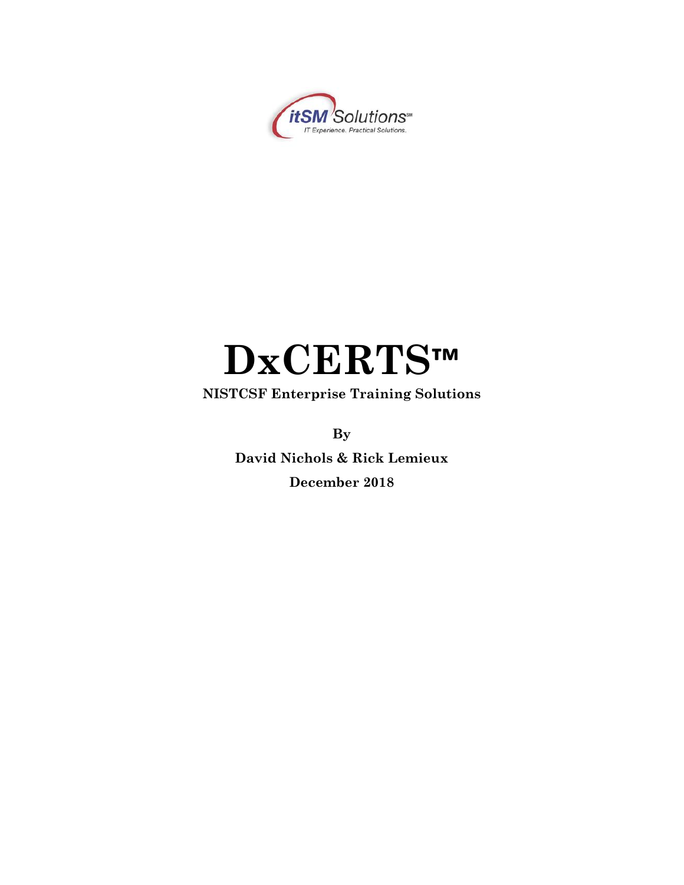itSM Solutions℠
IT Experience. Practical Solutions.

# DxCERTS™

**NISTCSF Enterprise Training Solutions**

**By**

**David Nichols & Rick Lemieux**

**December 2018**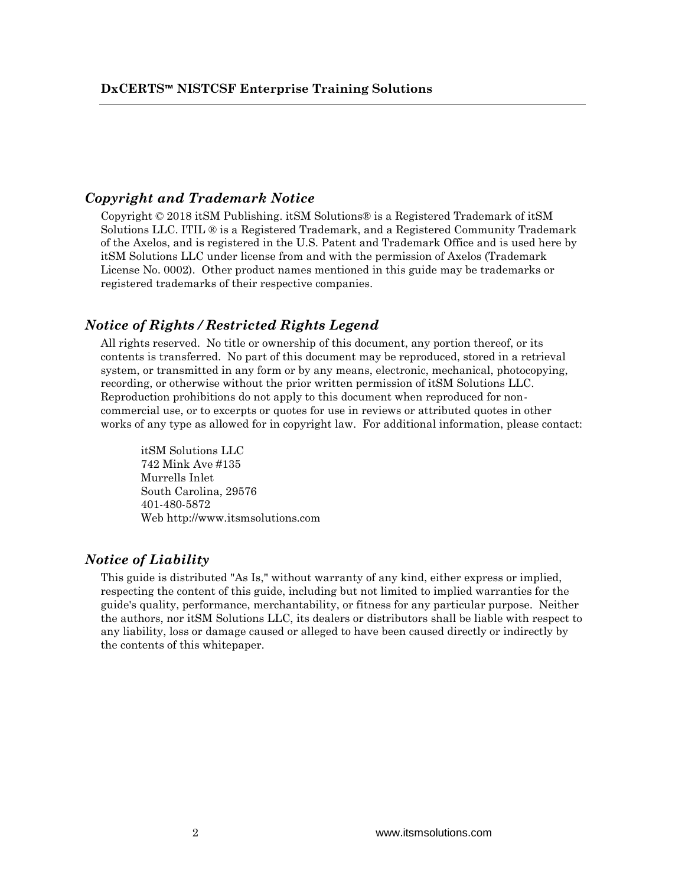## *Copyright and Trademark Notice*

Copyright © 2018 itSM Publishing. itSM Solutions® is a Registered Trademark of itSM Solutions LLC. ITIL ® is a Registered Trademark, and a Registered Community Trademark of the Axelos, and is registered in the U.S. Patent and Trademark Office and is used here by itSM Solutions LLC under license from and with the permission of Axelos (Trademark License No. 0002). Other product names mentioned in this guide may be trademarks or registered trademarks of their respective companies.

## *Notice of Rights / Restricted Rights Legend*

All rights reserved. No title or ownership of this document, any portion thereof, or its contents is transferred. No part of this document may be reproduced, stored in a retrieval system, or transmitted in any form or by any means, electronic, mechanical, photocopying, recording, or otherwise without the prior written permission of itSM Solutions LLC. Reproduction prohibitions do not apply to this document when reproduced for non-commercial use, or to excerpts or quotes for use in reviews or attributed quotes in other works of any type as allowed for in copyright law. For additional information, please contact:

itSM Solutions LLC
742 Mink Ave #135
Murrells Inlet
South Carolina, 29576
401-480-5872
Web http://www.itsmsolutions.com

## *Notice of Liability*

This guide is distributed "As Is," without warranty of any kind, either express or implied, respecting the content of this guide, including but not limited to implied warranties for the guide's quality, performance, merchantability, or fitness for any particular purpose. Neither the authors, nor itSM Solutions LLC, its dealers or distributors shall be liable with respect to any liability, loss or damage caused or alleged to have been caused directly or indirectly by the contents of this whitepaper.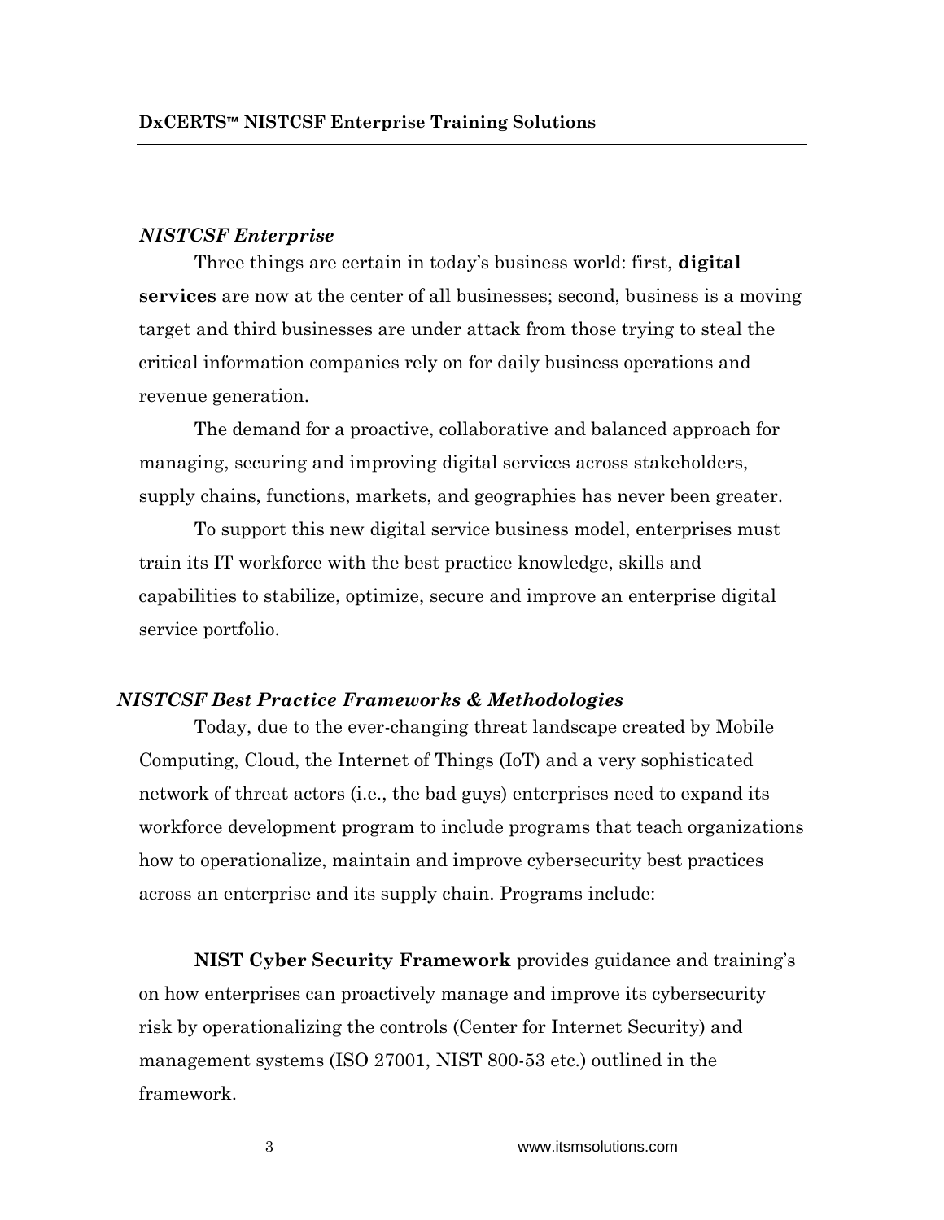## *NISTCSF Enterprise*

Three things are certain in today's business world: first, **digital services** are now at the center of all businesses; second, business is a moving target and third businesses are under attack from those trying to steal the critical information companies rely on for daily business operations and revenue generation.

The demand for a proactive, collaborative and balanced approach for managing, securing and improving digital services across stakeholders, supply chains, functions, markets, and geographies has never been greater.

To support this new digital service business model, enterprises must train its IT workforce with the best practice knowledge, skills and capabilities to stabilize, optimize, secure and improve an enterprise digital service portfolio.

## *NISTCSF Best Practice Frameworks & Methodologies*

Today, due to the ever-changing threat landscape created by Mobile Computing, Cloud, the Internet of Things (IoT) and a very sophisticated network of threat actors (i.e., the bad guys) enterprises need to expand its workforce development program to include programs that teach organizations how to operationalize, maintain and improve cybersecurity best practices across an enterprise and its supply chain. Programs include:

**NIST Cyber Security Framework** provides guidance and training's on how enterprises can proactively manage and improve its cybersecurity risk by operationalizing the controls (Center for Internet Security) and management systems (ISO 27001, NIST 800-53 etc.) outlined in the framework.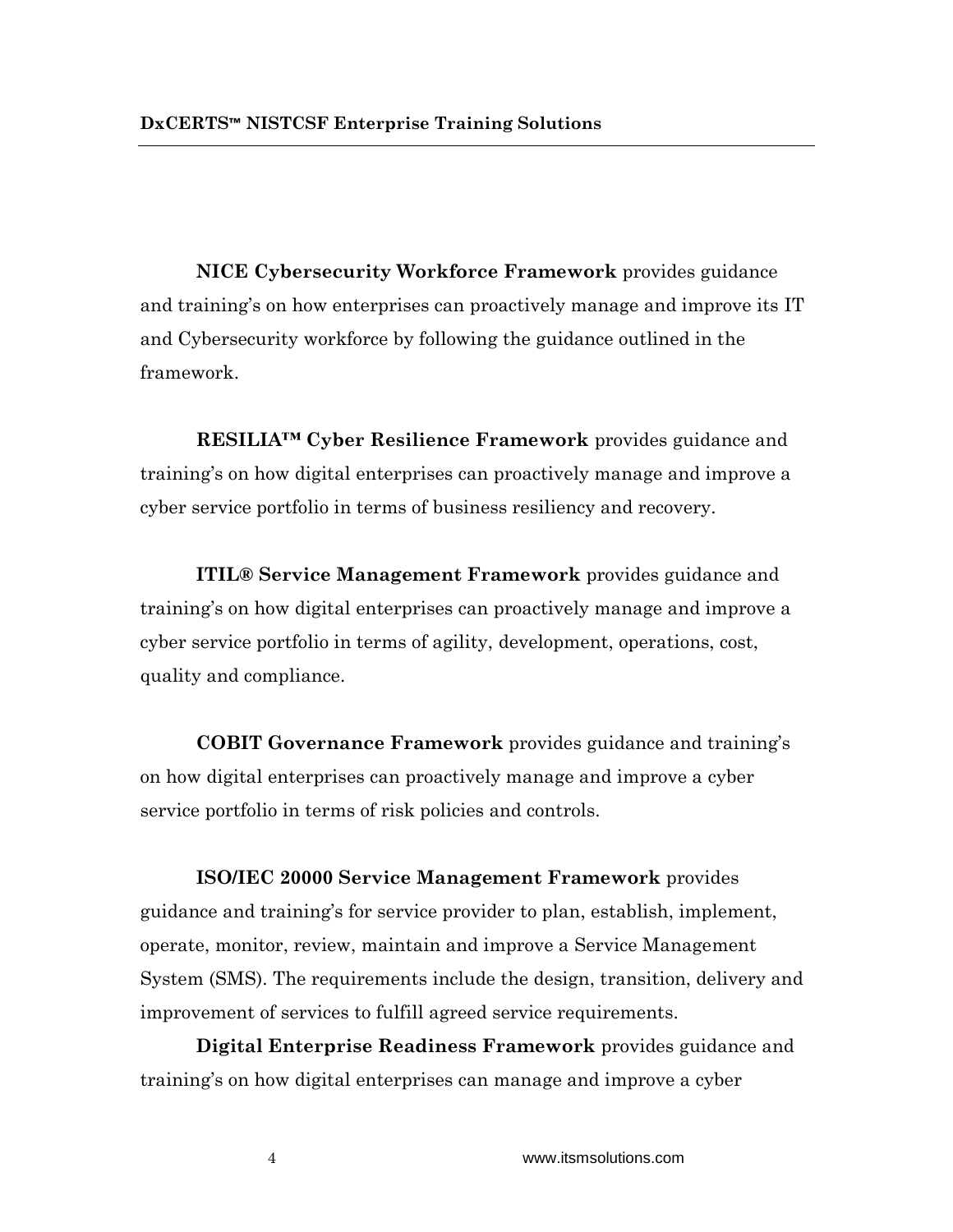**NICE Cybersecurity Workforce Framework** provides guidance and training's on how enterprises can proactively manage and improve its IT and Cybersecurity workforce by following the guidance outlined in the framework.

**RESILIA™ Cyber Resilience Framework** provides guidance and training's on how digital enterprises can proactively manage and improve a cyber service portfolio in terms of business resiliency and recovery.

**ITIL® Service Management Framework** provides guidance and training's on how digital enterprises can proactively manage and improve a cyber service portfolio in terms of agility, development, operations, cost, quality and compliance.

**COBIT Governance Framework** provides guidance and training's on how digital enterprises can proactively manage and improve a cyber service portfolio in terms of risk policies and controls.

**ISO/IEC 20000 Service Management Framework** provides guidance and training's for service provider to plan, establish, implement, operate, monitor, review, maintain and improve a Service Management System (SMS). The requirements include the design, transition, delivery and improvement of services to fulfill agreed service requirements.

**Digital Enterprise Readiness Framework** provides guidance and training's on how digital enterprises can manage and improve a cyber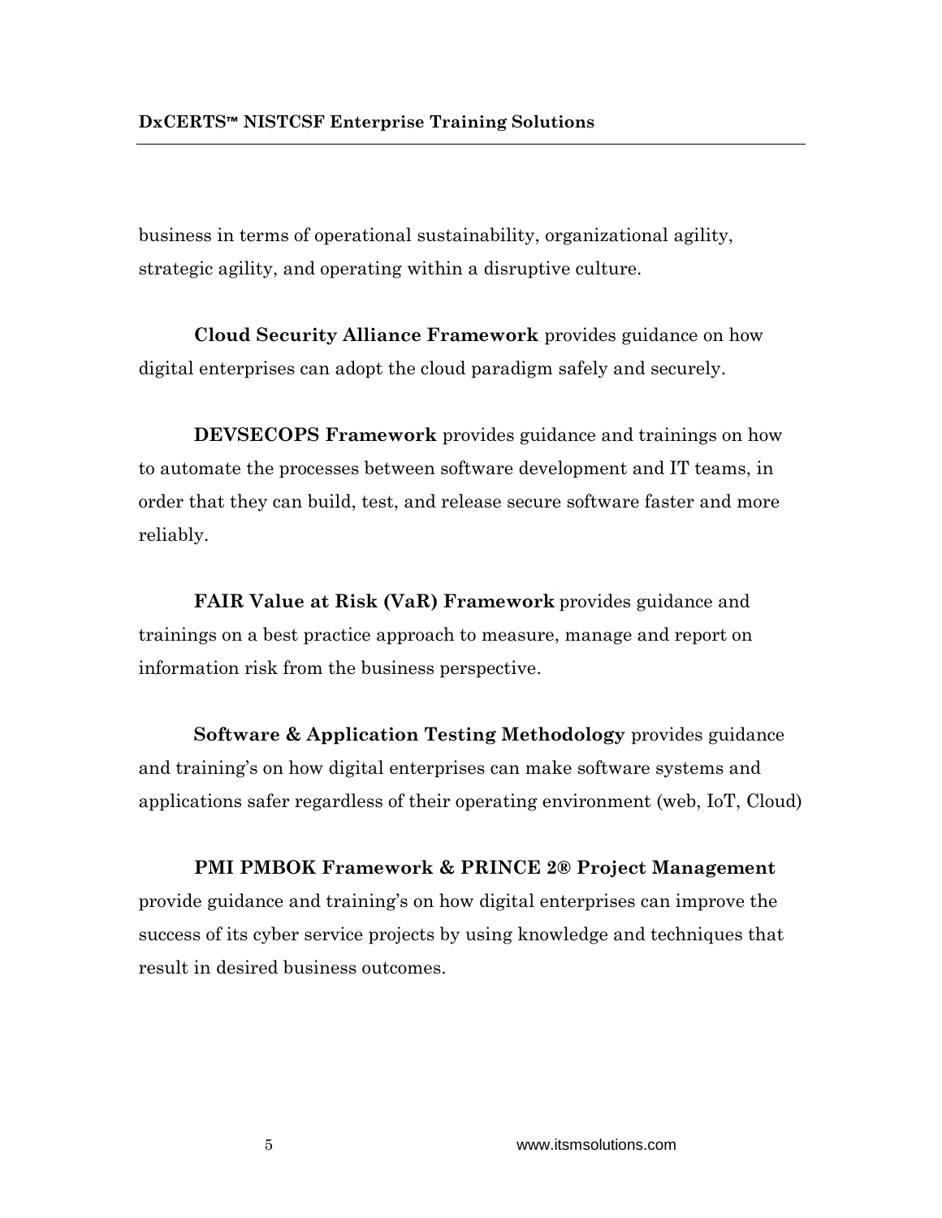business in terms of operational sustainability, organizational agility, strategic agility, and operating within a disruptive culture.

**Cloud Security Alliance Framework** provides guidance on how digital enterprises can adopt the cloud paradigm safely and securely.

**DEVSECOPS Framework** provides guidance and trainings on how to automate the processes between software development and IT teams, in order that they can build, test, and release secure software faster and more reliably.

**FAIR Value at Risk (VaR) Framework** provides guidance and trainings on a best practice approach to measure, manage and report on information risk from the business perspective.

**Software & Application Testing Methodology** provides guidance and training's on how digital enterprises can make software systems and applications safer regardless of their operating environment (web, IoT, Cloud)

**PMI PMBOK Framework & PRINCE 2® Project Management** provide guidance and training's on how digital enterprises can improve the success of its cyber service projects by using knowledge and techniques that result in desired business outcomes.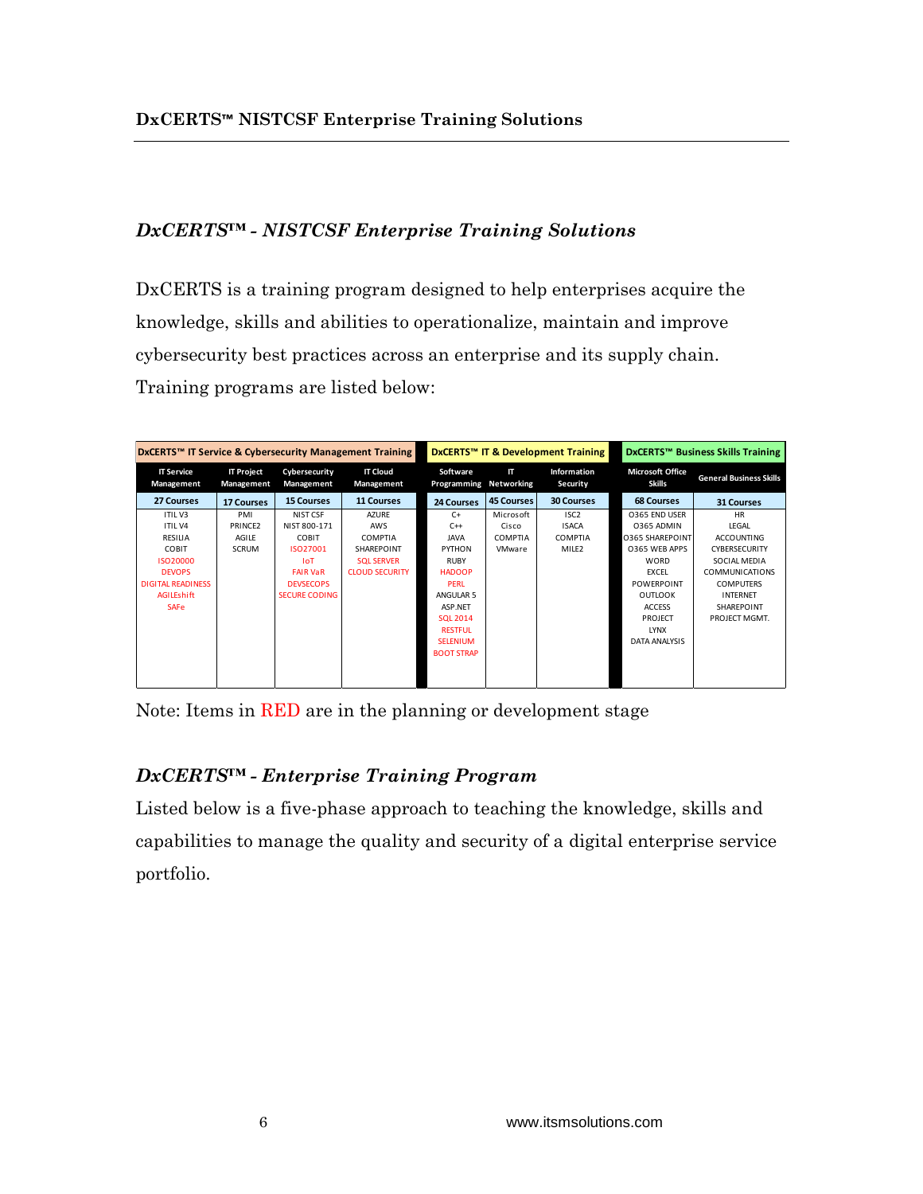## *DxCERTS™ - NISTCSF Enterprise Training Solutions*

DxCERTS is a training program designed to help enterprises acquire the knowledge, skills and abilities to operationalize, maintain and improve cybersecurity best practices across an enterprise and its supply chain. Training programs are listed below:

| DxCERTS™ IT Service & Cybersecurity Management Training | | | | DxCERTS™ IT & Development Training | | | DxCERTS™ Business Skills Training | |
|---|---|---|---|---|---|---|---|---|
| IT Service Management | IT Project Management | Cybersecurity Management | IT Cloud Management | Software Programming | IT Networking | Information Security | Microsoft Office Skills | General Business Skills |
| 27 Courses | 17 Courses | 15 Courses | 11 Courses | 24 Courses | 45 Courses | 30 Courses | 68 Courses | 31 Courses |
| ITIL V3 | PMI | NIST CSF | AZURE | C+ | Microsoft | ISC2 | O365 END USER | HR |
| ITIL V4 | PRINCE2 | NIST 800-171 | AWS | C++ | Cisco | ISACA | O365 ADMIN | LEGAL |
| RESILIA | AGILE | COBIT | COMPTIA | JAVA | COMPTIA | COMPTIA | O365 SHAREPOINT | ACCOUNTING |
| COBIT | SCRUM | ISO27001 | SHAREPOINT | PYTHON | VMware | MILE2 | O365 WEB APPS | CYBERSECURITY |
| ISO20000 | | IoT | SQL SERVER | RUBY | | | WORD | SOCIAL MEDIA |
| DEVOPS | | FAIR VaR | CLOUD SECURITY | HADOOP | | | EXCEL | COMMUNICATIONS |
| DIGITAL READINESS | | DEVSECOPS | | PERL | | | POWERPOINT | COMPUTERS |
| AGILEshift | | SECURE CODING | | ANGULAR 5 | | | OUTLOOK | INTERNET |
| SAFe | | | | ASP.NET | | | ACCESS | SHAREPOINT |
| | | | | SQL 2014 | | | PROJECT | PROJECT MGMT. |
| | | | | RESTFUL | | | LYNX | |
| | | | | SELENIUM | | | DATA ANALYSIS | |
| | | | | BOOT STRAP | | | | |

Note: Items in RED are in the planning or development stage

## *DxCERTS™ - Enterprise Training Program*

Listed below is a five-phase approach to teaching the knowledge, skills and capabilities to manage the quality and security of a digital enterprise service portfolio.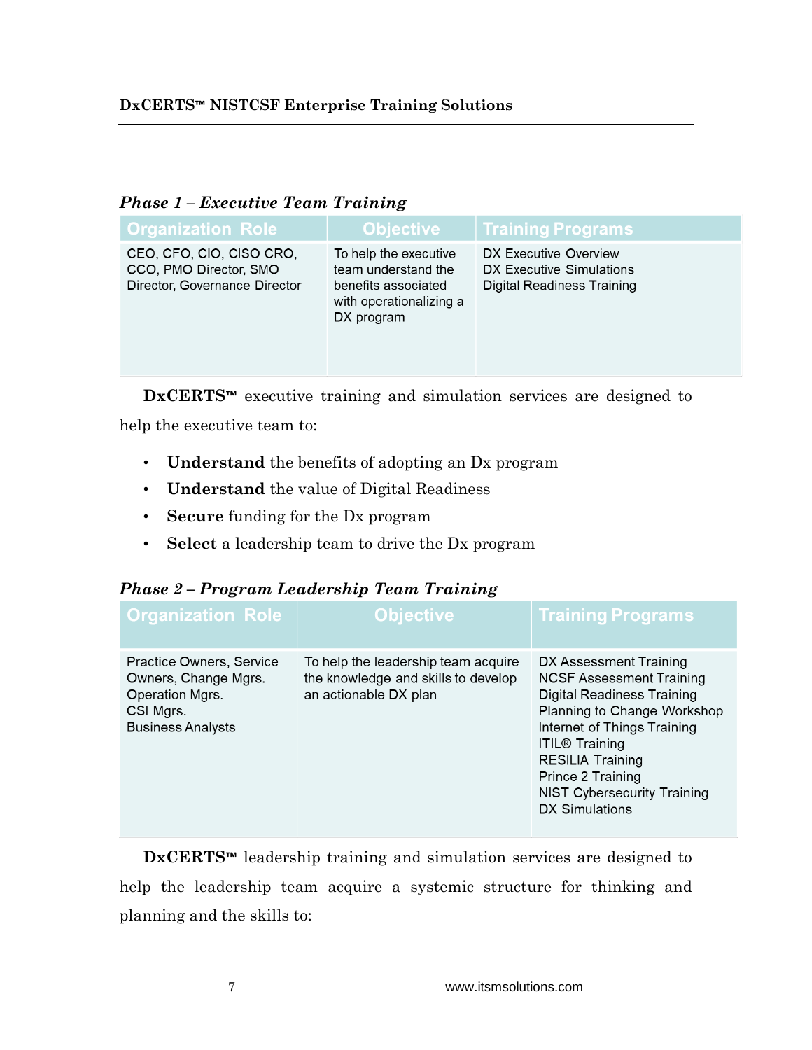### *Phase 1 – Executive Team Training*

| Organization Role | Objective | Training Programs |
|---|---|---|
| CEO, CFO, CIO, CISO CRO, CCO, PMO Director, SMO Director, Governance Director | To help the executive team understand the benefits associated with operationalizing a DX program | DX Executive Overview<br>DX Executive Simulations<br>Digital Readiness Training |

**DxCERTS™** executive training and simulation services are designed to help the executive team to:

- **Understand** the benefits of adopting an Dx program
- **Understand** the value of Digital Readiness
- **Secure** funding for the Dx program
- **Select** a leadership team to drive the Dx program

### *Phase 2 – Program Leadership Team Training*

| Organization Role | Objective | Training Programs |
|---|---|---|
| Practice Owners, Service Owners, Change Mgrs.<br>Operation Mgrs.<br>CSI Mgrs.<br>Business Analysts | To help the leadership team acquire the knowledge and skills to develop an actionable DX plan | DX Assessment Training<br>NCSF Assessment Training<br>Digital Readiness Training<br>Planning to Change Workshop<br>Internet of Things Training<br>ITIL® Training<br>RESILIA Training<br>Prince 2 Training<br>NIST Cybersecurity Training<br>DX Simulations |

**DxCERTS™** leadership training and simulation services are designed to help the leadership team acquire a systemic structure for thinking and planning and the skills to: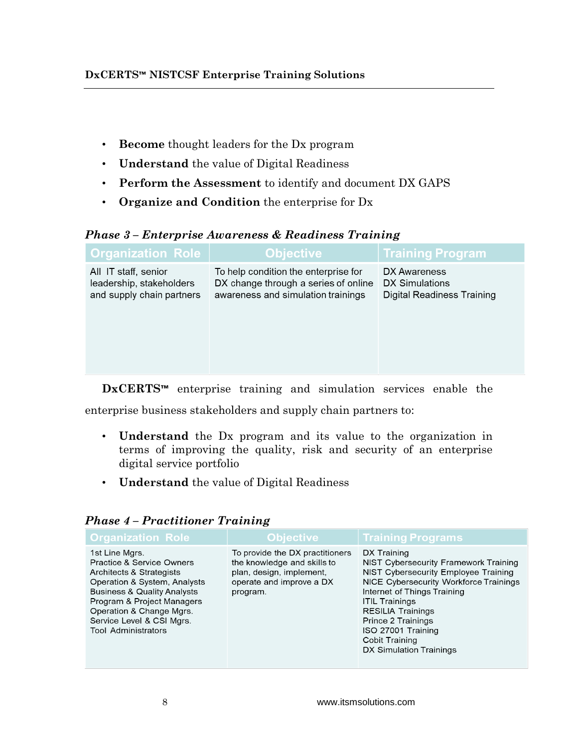- **Become** thought leaders for the Dx program
- **Understand** the value of Digital Readiness
- **Perform the Assessment** to identify and document DX GAPS
- **Organize and Condition** the enterprise for Dx

***Phase 3 – Enterprise Awareness & Readiness Training***

| Organization Role | Objective | Training Program |
|---|---|---|
| All IT staff, senior leadership, stakeholders and supply chain partners | To help condition the enterprise for DX change through a series of online awareness and simulation trainings | DX Awareness<br>DX Simulations<br>Digital Readiness Training |

**DxCERTS™** enterprise training and simulation services enable the enterprise business stakeholders and supply chain partners to:

- **Understand** the Dx program and its value to the organization in terms of improving the quality, risk and security of an enterprise digital service portfolio
- **Understand** the value of Digital Readiness

***Phase 4 – Practitioner Training***

| Organization Role | Objective | Training Programs |
|---|---|---|
| 1st Line Mgrs.<br>Practice & Service Owners<br>Architects & Strategists<br>Operation & System, Analysts<br>Business & Quality Analysts<br>Program & Project Managers<br>Operation & Change Mgrs.<br>Service Level & CSI Mgrs.<br>Tool Administrators | To provide the DX practitioners the knowledge and skills to plan, design, implement, operate and improve a DX program. | DX Training<br>NIST Cybersecurity Framework Training<br>NIST Cybersecurity Employee Training<br>NICE Cybersecurity Workforce Trainings<br>Internet of Things Training<br>ITIL Trainings<br>RESILIA Trainings<br>Prince 2 Trainings<br>ISO 27001 Training<br>Cobit Training<br>DX Simulation Trainings |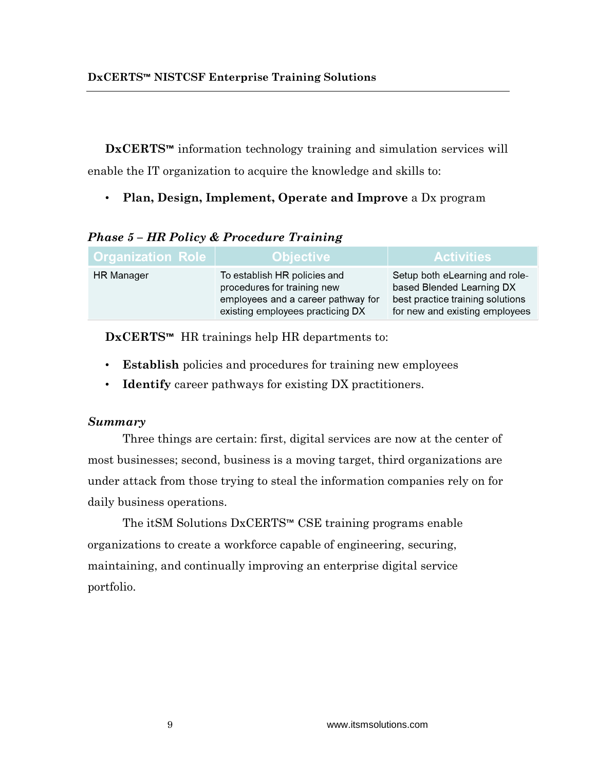**DxCERTS™** information technology training and simulation services will enable the IT organization to acquire the knowledge and skills to:

- **Plan, Design, Implement, Operate and Improve** a Dx program

***Phase 5 – HR Policy & Procedure Training***

| Organization Role | Objective | Activities |
|---|---|---|
| HR Manager | To establish HR policies and procedures for training new employees and a career pathway for existing employees practicing DX | Setup both eLearning and role-based Blended Learning DX best practice training solutions for new and existing employees |

**DxCERTS™** HR trainings help HR departments to:

- **Establish** policies and procedures for training new employees
- **Identify** career pathways for existing DX practitioners.

***Summary***

Three things are certain: first, digital services are now at the center of most businesses; second, business is a moving target, third organizations are under attack from those trying to steal the information companies rely on for daily business operations.

The itSM Solutions DxCERTS™ CSE training programs enable organizations to create a workforce capable of engineering, securing, maintaining, and continually improving an enterprise digital service portfolio.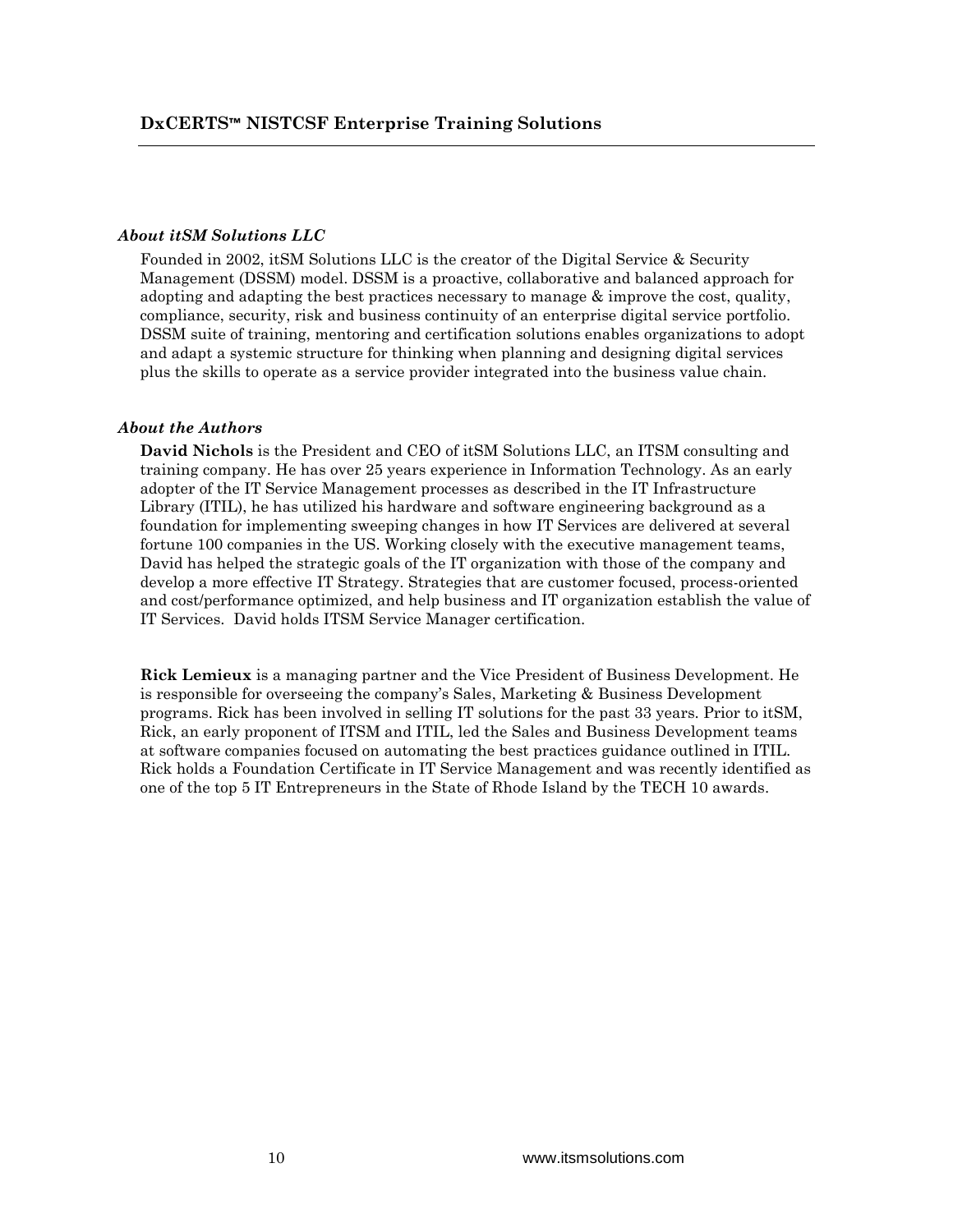### *About itSM Solutions LLC*

Founded in 2002, itSM Solutions LLC is the creator of the Digital Service & Security Management (DSSM) model. DSSM is a proactive, collaborative and balanced approach for adopting and adapting the best practices necessary to manage & improve the cost, quality, compliance, security, risk and business continuity of an enterprise digital service portfolio. DSSM suite of training, mentoring and certification solutions enables organizations to adopt and adapt a systemic structure for thinking when planning and designing digital services plus the skills to operate as a service provider integrated into the business value chain.

### *About the Authors*

**David Nichols** is the President and CEO of itSM Solutions LLC, an ITSM consulting and training company. He has over 25 years experience in Information Technology. As an early adopter of the IT Service Management processes as described in the IT Infrastructure Library (ITIL), he has utilized his hardware and software engineering background as a foundation for implementing sweeping changes in how IT Services are delivered at several fortune 100 companies in the US. Working closely with the executive management teams, David has helped the strategic goals of the IT organization with those of the company and develop a more effective IT Strategy. Strategies that are customer focused, process-oriented and cost/performance optimized, and help business and IT organization establish the value of IT Services. David holds ITSM Service Manager certification.

**Rick Lemieux** is a managing partner and the Vice President of Business Development. He is responsible for overseeing the company's Sales, Marketing & Business Development programs. Rick has been involved in selling IT solutions for the past 33 years. Prior to itSM, Rick, an early proponent of ITSM and ITIL, led the Sales and Business Development teams at software companies focused on automating the best practices guidance outlined in ITIL. Rick holds a Foundation Certificate in IT Service Management and was recently identified as one of the top 5 IT Entrepreneurs in the State of Rhode Island by the TECH 10 awards.